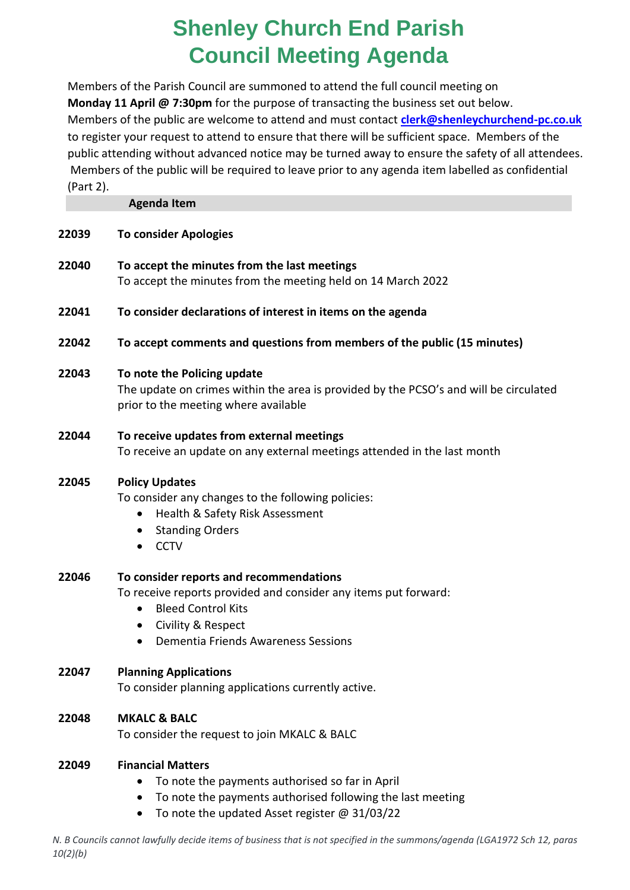# Shenley Church End Parish Council Meeting Agenda

Members of the Parish Council are summoned to attend the full council meeting on **Monday 11 April @ 7:30pm** for the purpose of transacting the business set out below. Members of the public are welcome to attend and must contact **clerk@shenleychurchend-pc.co.uk** to register your request to attend to ensure that there will be sufficient space. Members of the public attending without advanced notice may be turned away to ensure the safety of all attendees. Members of the public will be required to leave prior to any agenda item labelled as confidential (Part 2).

| | Agenda Item |
|---|---|
| **22039** | **To consider Apologies** |
| **22040** | **To accept the minutes from the last meetings**<br>To accept the minutes from the meeting held on 14 March 2022 |
| **22041** | **To consider declarations of interest in items on the agenda** |
| **22042** | **To accept comments and questions from members of the public (15 minutes)** |
| **22043** | **To note the Policing update**<br>The update on crimes within the area is provided by the PCSO's and will be circulated prior to the meeting where available |
| **22044** | **To receive updates from external meetings**<br>To receive an update on any external meetings attended in the last month |
| **22045** | **Policy Updates**<br>To consider any changes to the following policies:<br>• Health & Safety Risk Assessment<br>• Standing Orders<br>• CCTV |
| **22046** | **To consider reports and recommendations**<br>To receive reports provided and consider any items put forward:<br>• Bleed Control Kits<br>• Civility & Respect<br>• Dementia Friends Awareness Sessions |
| **22047** | **Planning Applications**<br>To consider planning applications currently active. |
| **22048** | **MKALC & BALC**<br>To consider the request to join MKALC & BALC |
| **22049** | **Financial Matters**<br>• To note the payments authorised so far in April<br>• To note the payments authorised following the last meeting<br>• To note the updated Asset register @ 31/03/22 |

*N. B Councils cannot lawfully decide items of business that is not specified in the summons/agenda (LGA1972 Sch 12, paras 10(2)(b)*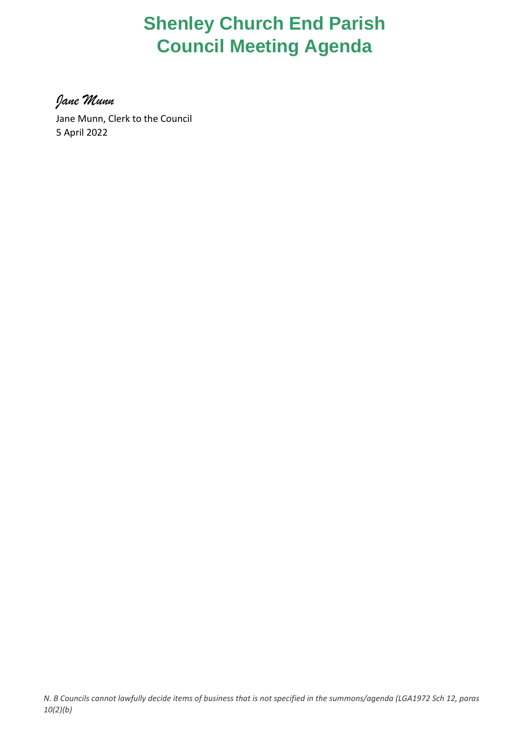# Shenley Church End Parish Council Meeting Agenda

*Jane Munn*

Jane Munn, Clerk to the Council
5 April 2022

*N. B Councils cannot lawfully decide items of business that is not specified in the summons/agenda (LGA1972 Sch 12, paras 10(2)(b)*